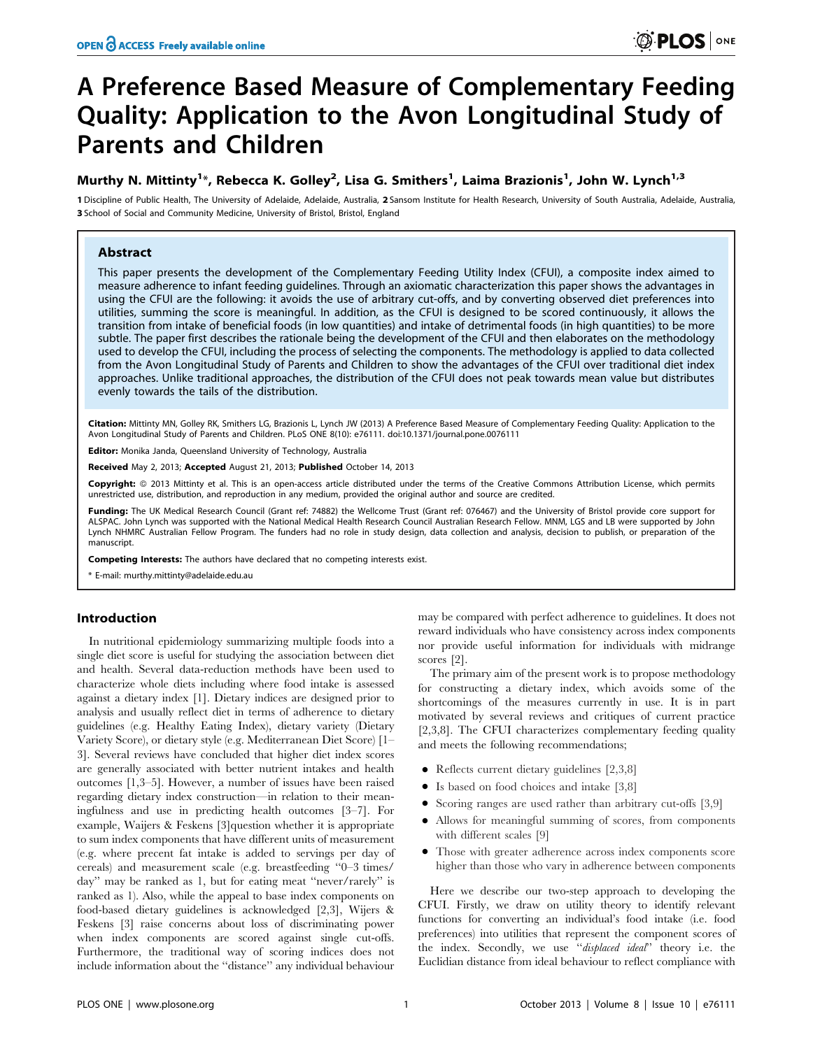# A Preference Based Measure of Complementary Feeding Quality: Application to the Avon Longitudinal Study of Parents and Children

**Murthy N. Mittinty[1]\*, Rebecca K. Golley[2], Lisa G. Smithers[1], Laima Brazionis[1], John W. Lynch[1,3]**

**1** Discipline of Public Health, The University of Adelaide, Adelaide, Australia, **2** Sansom Institute for Health Research, University of South Australia, Adelaide, Australia, **3** School of Social and Community Medicine, University of Bristol, Bristol, England

## Abstract

This paper presents the development of the Complementary Feeding Utility Index (CFUI), a composite index aimed to measure adherence to infant feeding guidelines. Through an axiomatic characterization this paper shows the advantages in using the CFUI are the following: it avoids the use of arbitrary cut-offs, and by converting observed diet preferences into utilities, summing the score is meaningful. In addition, as the CFUI is designed to be scored continuously, it allows the transition from intake of beneficial foods (in low quantities) and intake of detrimental foods (in high quantities) to be more subtle. The paper first describes the rationale being the development of the CFUI and then elaborates on the methodology used to develop the CFUI, including the process of selecting the components. The methodology is applied to data collected from the Avon Longitudinal Study of Parents and Children to show the advantages of the CFUI over traditional diet index approaches. Unlike traditional approaches, the distribution of the CFUI does not peak towards mean value but distributes evenly towards the tails of the distribution.

**Citation:** Mittinty MN, Golley RK, Smithers LG, Brazionis L, Lynch JW (2013) A Preference Based Measure of Complementary Feeding Quality: Application to the Avon Longitudinal Study of Parents and Children. PLoS ONE 8(10): e76111. doi:10.1371/journal.pone.0076111

**Editor:** Monika Janda, Queensland University of Technology, Australia

**Received** May 2, 2013; **Accepted** August 21, 2013; **Published** October 14, 2013

**Copyright:** © 2013 Mittinty et al. This is an open-access article distributed under the terms of the Creative Commons Attribution License, which permits unrestricted use, distribution, and reproduction in any medium, provided the original author and source are credited.

**Funding:** The UK Medical Research Council (Grant ref: 74882) the Wellcome Trust (Grant ref: 076467) and the University of Bristol provide core support for ALSPAC. John Lynch was supported with the National Medical Health Research Council Australian Research Fellow. MNM, LGS and LB were supported by John Lynch NHMRC Australian Fellow Program. The funders had no role in study design, data collection and analysis, decision to publish, or preparation of the manuscript.

**Competing Interests:** The authors have declared that no competing interests exist.

\* E-mail: murthy.mittinty@adelaide.edu.au

## Introduction

In nutritional epidemiology summarizing multiple foods into a single diet score is useful for studying the association between diet and health. Several data-reduction methods have been used to characterize whole diets including where food intake is assessed against a dietary index [1]. Dietary indices are designed prior to analysis and usually reflect diet in terms of adherence to dietary guidelines (e.g. Healthy Eating Index), dietary variety (Dietary Variety Score), or dietary style (e.g. Mediterranean Diet Score) [1–3]. Several reviews have concluded that higher diet index scores are generally associated with better nutrient intakes and health outcomes [1,3–5]. However, a number of issues have been raised regarding dietary index construction—in relation to their meaningfulness and use in predicting health outcomes [3–7]. For example, Waijers & Feskens [3]question whether it is appropriate to sum index components that have different units of measurement (e.g. where precent fat intake is added to servings per day of cereals) and measurement scale (e.g. breastfeeding "0–3 times/day" may be ranked as 1, but for eating meat "never/rarely" is ranked as 1). Also, while the appeal to base index components on food-based dietary guidelines is acknowledged [2,3], Wijers & Feskens [3] raise concerns about loss of discriminating power when index components are scored against single cut-offs. Furthermore, the traditional way of scoring indices does not include information about the "distance" any individual behaviour may be compared with perfect adherence to guidelines. It does not reward individuals who have consistency across index components nor provide useful information for individuals with midrange scores [2].

The primary aim of the present work is to propose methodology for constructing a dietary index, which avoids some of the shortcomings of the measures currently in use. It is in part motivated by several reviews and critiques of current practice [2,3,8]. The CFUI characterizes complementary feeding quality and meets the following recommendations;

- Reflects current dietary guidelines [2,3,8]
- Is based on food choices and intake [3,8]
- Scoring ranges are used rather than arbitrary cut-offs [3,9]
- Allows for meaningful summing of scores, from components with different scales [9]
- Those with greater adherence across index components score higher than those who vary in adherence between components

Here we describe our two-step approach to developing the CFUI. Firstly, we draw on utility theory to identify relevant functions for converting an individual's food intake (i.e. food preferences) into utilities that represent the component scores of the index. Secondly, we use "*displaced ideal*" theory i.e. the Euclidian distance from ideal behaviour to reflect compliance with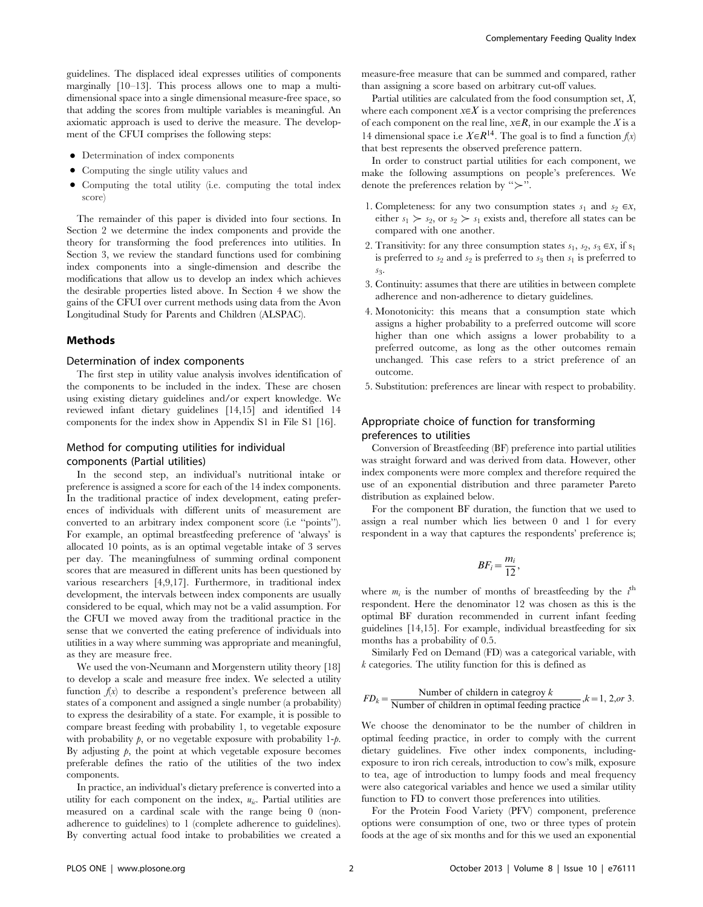guidelines. The displaced ideal expresses utilities of components marginally [10–13]. This process allows one to map a multi-dimensional space into a single dimensional measure-free space, so that adding the scores from multiple variables is meaningful. An axiomatic approach is used to derive the measure. The development of the CFUI comprises the following steps:

- Determination of index components
- Computing the single utility values and
- Computing the total utility (i.e. computing the total index score)

The remainder of this paper is divided into four sections. In Section 2 we determine the index components and provide the theory for transforming the food preferences into utilities. In Section 3, we review the standard functions used for combining index components into a single-dimension and describe the modifications that allow us to develop an index which achieves the desirable properties listed above. In Section 4 we show the gains of the CFUI over current methods using data from the Avon Longitudinal Study for Parents and Children (ALSPAC).

## Methods

### Determination of index components

The first step in utility value analysis involves identification of the components to be included in the index. These are chosen using existing dietary guidelines and/or expert knowledge. We reviewed infant dietary guidelines [14,15] and identified 14 components for the index show in Appendix S1 in File S1 [16].

### Method for computing utilities for individual components (Partial utilities)

In the second step, an individual's nutritional intake or preference is assigned a score for each of the 14 index components. In the traditional practice of index development, eating preferences of individuals with different units of measurement are converted to an arbitrary index component score (i.e "points"). For example, an optimal breastfeeding preference of 'always' is allocated 10 points, as is an optimal vegetable intake of 3 serves per day. The meaningfulness of summing ordinal component scores that are measured in different units has been questioned by various researchers [4,9,17]. Furthermore, in traditional index development, the intervals between index components are usually considered to be equal, which may not be a valid assumption. For the CFUI we moved away from the traditional practice in the sense that we converted the eating preference of individuals into utilities in a way where summing was appropriate and meaningful, as they are measure free.

We used the von-Neumann and Morgenstern utility theory [18] to develop a scale and measure free index. We selected a utility function $f(x)$ to describe a respondent's preference between all states of a component and assigned a single number (a probability) to express the desirability of a state. For example, it is possible to compare breast feeding with probability 1, to vegetable exposure with probability $p$, or no vegetable exposure with probability 1-$p$. By adjusting $p$, the point at which vegetable exposure becomes preferable defines the ratio of the utilities of the two index components.

In practice, an individual's dietary preference is converted into a utility for each component on the index, $u_{ic}$. Partial utilities are measured on a cardinal scale with the range being 0 (non-adherence to guidelines) to 1 (complete adherence to guidelines). By converting actual food intake to probabilities we created a measure-free measure that can be summed and compared, rather than assigning a score based on arbitrary cut-off values.

Partial utilities are calculated from the food consumption set, $X$, where each component $x \in X$ is a vector comprising the preferences of each component on the real line, $x \in R$, in our example the $X$ is a 14 dimensional space i.e $X \in R^{14}$. The goal is to find a function $f(x)$ that best represents the observed preference pattern.

In order to construct partial utilities for each component, we make the following assumptions on people's preferences. We denote the preferences relation by "$\succ$".

1. Completeness: for any two consumption states $s_1$ and $s_2 \in x$, either $s_1 \succ s_2$, or $s_2 \succ s_1$ exists and, therefore all states can be compared with one another.
2. Transitivity: for any three consumption states $s_1$, $s_2$, $s_3 \in x$, if $s_1$ is preferred to $s_2$ and $s_2$ is preferred to $s_3$ then $s_1$ is preferred to $s_3$.
3. Continuity: assumes that there are utilities in between complete adherence and non-adherence to dietary guidelines.
4. Monotonicity: this means that a consumption state which assigns a higher probability to a preferred outcome will score higher than one which assigns a lower probability to a preferred outcome, as long as the other outcomes remain unchanged. This case refers to a strict preference of an outcome.
5. Substitution: preferences are linear with respect to probability.

### Appropriate choice of function for transforming preferences to utilities

Conversion of Breastfeeding (BF) preference into partial utilities was straight forward and was derived from data. However, other index components were more complex and therefore required the use of an exponential distribution and three parameter Pareto distribution as explained below.

For the component BF duration, the function that we used to assign a real number which lies between 0 and 1 for every respondent in a way that captures the respondents' preference is;

$$BF_i = \frac{m_i}{12},$$

where $m_i$ is the number of months of breastfeeding by the $i^{\text{th}}$ respondent. Here the denominator 12 was chosen as this is the optimal BF duration recommended in current infant feeding guidelines [14,15]. For example, individual breastfeeding for six months has a probability of 0.5.

Similarly Fed on Demand (FD) was a categorical variable, with $k$ categories. The utility function for this is defined as

$$FD_k = \frac{\text{Number of childern in categroy } k}{\text{Number of children in optimal feeding practice}}, k = 1, 2, or\ 3.$$

We choose the denominator to be the number of children in optimal feeding practice, in order to comply with the current dietary guidelines. Five other index components, including-exposure to iron rich cereals, introduction to cow's milk, exposure to tea, age of introduction to lumpy foods and meal frequency were also categorical variables and hence we used a similar utility function to FD to convert those preferences into utilities.

For the Protein Food Variety (PFV) component, preference options were consumption of one, two or three types of protein foods at the age of six months and for this we used an exponential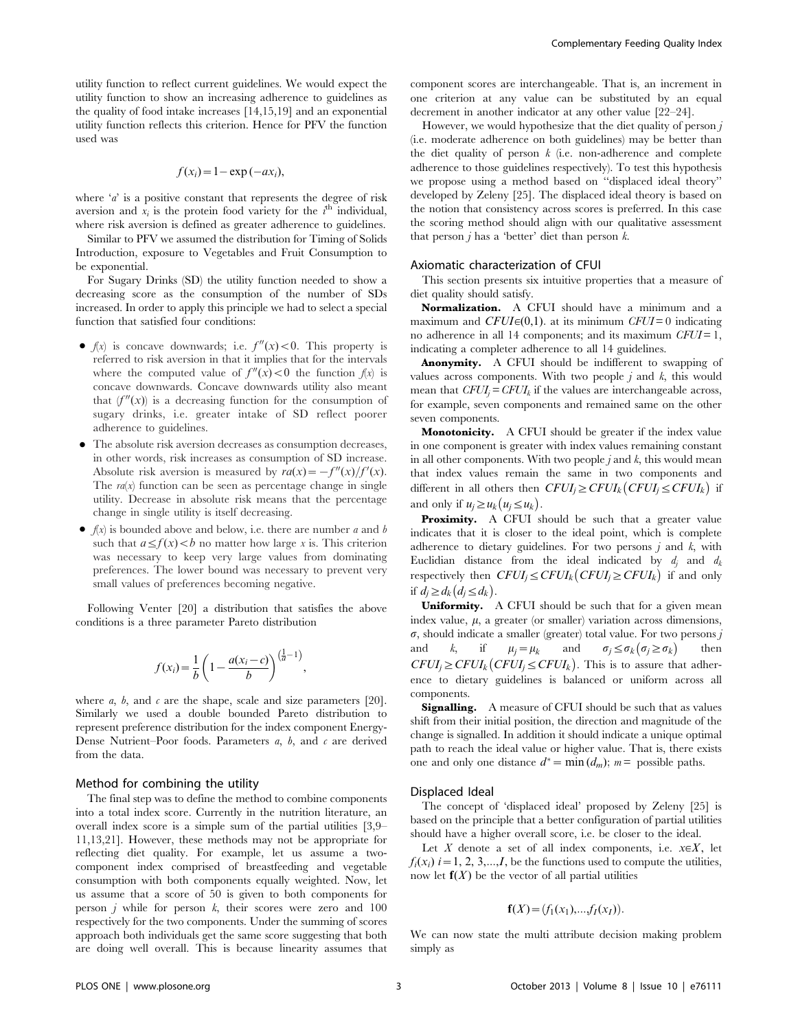utility function to reflect current guidelines. We would expect the utility function to show an increasing adherence to guidelines as the quality of food intake increases [14,15,19] and an exponential utility function reflects this criterion. Hence for PFV the function used was

$$f(x_i) = 1 - \exp(-ax_i),$$

where '$a$' is a positive constant that represents the degree of risk aversion and $x_i$ is the protein food variety for the $i^{th}$ individual, where risk aversion is defined as greater adherence to guidelines.

Similar to PFV we assumed the distribution for Timing of Solids Introduction, exposure to Vegetables and Fruit Consumption to be exponential.

For Sugary Drinks (SD) the utility function needed to show a decreasing score as the consumption of the number of SDs increased. In order to apply this principle we had to select a special function that satisfied four conditions:

- $f(x)$ is concave downwards; i.e. $f''(x) < 0$. This property is referred to risk aversion in that it implies that for the intervals where the computed value of $f''(x) < 0$ the function $f(x)$ is concave downwards. Concave downwards utility also meant that $(f''(x))$ is a decreasing function for the consumption of sugary drinks, i.e. greater intake of SD reflect poorer adherence to guidelines.
- The absolute risk aversion decreases as consumption decreases, in other words, risk increases as consumption of SD increase. Absolute risk aversion is measured by $ra(x) = -f''(x)/f'(x)$. The $ra(x)$ function can be seen as percentage change in single utility. Decrease in absolute risk means that the percentage change in single utility is itself decreasing.
- $f(x)$ is bounded above and below, i.e. there are number $a$ and $b$ such that $a \leq f(x) < b$ no matter how large $x$ is. This criterion was necessary to keep very large values from dominating preferences. The lower bound was necessary to prevent very small values of preferences becoming negative.

Following Venter [20] a distribution that satisfies the above conditions is a three parameter Pareto distribution

$$f(x_i) = \frac{1}{b}\left(1 - \frac{a(x_i - c)}{b}\right)^{\left(\frac{1}{a}-1\right)},$$

where $a$, $b$, and $c$ are the shape, scale and size parameters [20]. Similarly we used a double bounded Pareto distribution to represent preference distribution for the index component Energy-Dense Nutrient–Poor foods. Parameters $a$, $b$, and $c$ are derived from the data.

### Method for combining the utility

The final step was to define the method to combine components into a total index score. Currently in the nutrition literature, an overall index score is a simple sum of the partial utilities [3,9–11,13,21]. However, these methods may not be appropriate for reflecting diet quality. For example, let us assume a two-component index comprised of breastfeeding and vegetable consumption with both components equally weighted. Now, let us assume that a score of 50 is given to both components for person $j$ while for person $k$, their scores were zero and 100 respectively for the two components. Under the summing of scores approach both individuals get the same score suggesting that both are doing well overall. This is because linearity assumes that component scores are interchangeable. That is, an increment in one criterion at any value can be substituted by an equal decrement in another indicator at any other value [22–24].

However, we would hypothesize that the diet quality of person $j$ (i.e. moderate adherence on both guidelines) may be better than the diet quality of person $k$ (i.e. non-adherence and complete adherence to those guidelines respectively). To test this hypothesis we propose using a method based on "displaced ideal theory" developed by Zeleny [25]. The displaced ideal theory is based on the notion that consistency across scores is preferred. In this case the scoring method should align with our qualitative assessment that person $j$ has a 'better' diet than person $k$.

### Axiomatic characterization of CFUI

This section presents six intuitive properties that a measure of diet quality should satisfy.

**Normalization.** A CFUI should have a minimum and a maximum and $CFUI \in (0,1)$. at its minimum $CFUI = 0$ indicating no adherence in all 14 components; and its maximum $CFUI = 1$, indicating a completer adherence to all 14 guidelines.

**Anonymity.** A CFUI should be indifferent to swapping of values across components. With two people $j$ and $k$, this would mean that $CFUI_j = CFUI_k$ if the values are interchangeable across, for example, seven components and remained same on the other seven components.

**Monotonicity.** A CFUI should be greater if the index value in one component is greater with index values remaining constant in all other components. With two people $j$ and $k$, this would mean that index values remain the same in two components and different in all others then $CFUI_j \geq CFUI_k \left(CFUI_j \leq CFUI_k\right)$ if and only if $u_j \geq u_k \left(u_j \leq u_k\right)$.

**Proximity.** A CFUI should be such that a greater value indicates that it is closer to the ideal point, which is complete adherence to dietary guidelines. For two persons $j$ and $k$, with Euclidian distance from the ideal indicated by $d_j$ and $d_k$ respectively then $CFUI_j \leq CFUI_k \left(CFUI_j \geq CFUI_k\right)$ if and only if $d_j \geq d_k \left(d_j \leq d_k\right)$.

**Uniformity.** A CFUI should be such that for a given mean index value, $\mu$, a greater (or smaller) variation across dimensions, $\sigma$, should indicate a smaller (greater) total value. For two persons $j$ and $k$, if $\mu_j = \mu_k$ and $\sigma_j \leq \sigma_k \left(\sigma_j \geq \sigma_k\right)$ then $CFUI_j \geq CFUI_k \left(CFUI_j \leq CFUI_k\right)$. This is to assure that adherence to dietary guidelines is balanced or uniform across all components.

**Signalling.** A measure of CFUI should be such that as values shift from their initial position, the direction and magnitude of the change is signalled. In addition it should indicate a unique optimal path to reach the ideal value or higher value. That is, there exists one and only one distance $d^* = \min(d_m)$; $m =$ possible paths.

### Displaced Ideal

The concept of 'displaced ideal' proposed by Zeleny [25] is based on the principle that a better configuration of partial utilities should have a higher overall score, i.e. be closer to the ideal.

Let $X$ denote a set of all index components, i.e. $x \in X$, let $f_i(x_i)$ $i = 1, 2, 3, \ldots, I$, be the functions used to compute the utilities, now let $\mathbf{f}(X)$ be the vector of all partial utilities

$$\mathbf{f}(X) = (f_1(x_1), \ldots, f_I(x_I)).$$

We can now state the multi attribute decision making problem simply as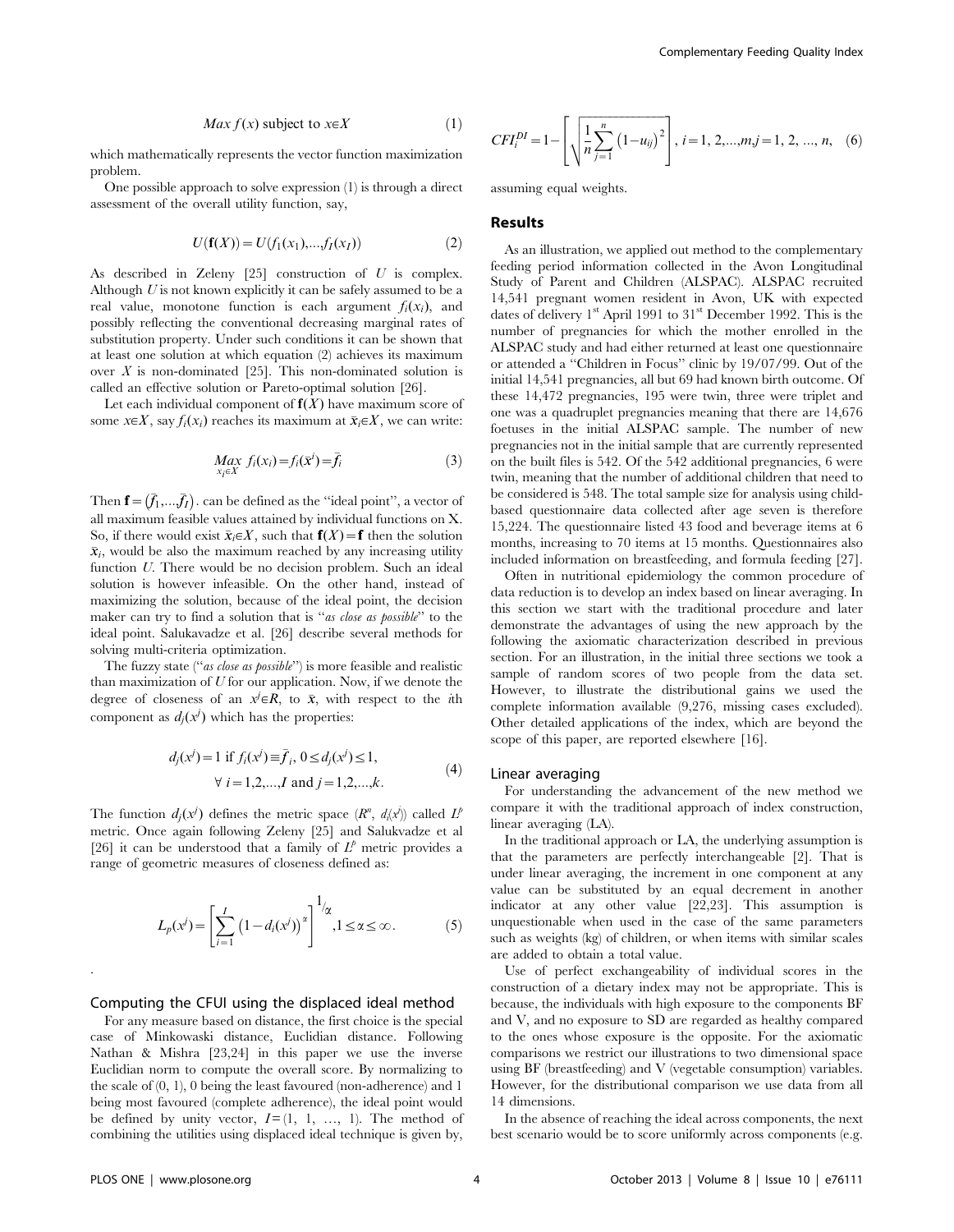$$Max\, f(x) \text{ subject to } x \in X \tag{1}$$

which mathematically represents the vector function maximization problem.

One possible approach to solve expression (1) is through a direct assessment of the overall utility function, say,

$$U(\mathbf{f}(X)) = U(f_1(x_1), \ldots, f_I(x_I)) \tag{2}$$

As described in Zeleny [25] construction of $U$ is complex. Although $U$ is not known explicitly it can be safely assumed to be a real value, monotone function is each argument $f_i(x_i)$, and possibly reflecting the conventional decreasing marginal rates of substitution property. Under such conditions it can be shown that at least one solution at which equation (2) achieves its maximum over $X$ is non-dominated [25]. This non-dominated solution is called an effective solution or Pareto-optimal solution [26].

Let each individual component of $\mathbf{f}(X)$ have maximum score of some $x \in X$, say $f_i(x_i)$ reaches its maximum at $\bar{x}_i \in X$, we can write:

$$\underset{x_i \in X}{Max}\ f_i(x_i) = f_i(\bar{x}^i) = \bar{f}_i \tag{3}$$

Then $\mathbf{f} = (\bar{f}_1, \ldots, \bar{f}_I)$. can be defined as the "ideal point", a vector of all maximum feasible values attained by individual functions on X. So, if there would exist $\bar{x}_i \in X$, such that $\mathbf{f}(X) = \mathbf{f}$ then the solution $\bar{x}_i$, would be also the maximum reached by any increasing utility function $U$. There would be no decision problem. Such an ideal solution is however infeasible. On the other hand, instead of maximizing the solution, because of the ideal point, the decision maker can try to find a solution that is "*as close as possible*" to the ideal point. Salukavadze et al. [26] describe several methods for solving multi-criteria optimization.

The fuzzy state ("*as close as possible*") is more feasible and realistic than maximization of $U$ for our application. Now, if we denote the degree of closeness of an $x^j \in R$, to $\bar{x}$, with respect to the $i$th component as $d_j(x^j)$ which has the properties:

$$d_j(x^j) = 1 \text{ if } f_i(x^j) \equiv \bar{f}_i,\ 0 \le d_j(x^j) \le 1, \\ \forall\ i = 1,2,\ldots,I \text{ and } j = 1,2,\ldots,k. \tag{4}$$

The function $d_j(x^j)$ defines the metric space $(R^n, d_i(x^j))$ called $L^p$ metric. Once again following Zeleny [25] and Salukvadze et al [26] it can be understood that a family of $L^p$ metric provides a range of geometric measures of closeness defined as:

$$L_p(x^j) = \left[\sum_{i=1}^{I} \left(1 - d_i(x^j)\right)^{\alpha}\right]^{1/\alpha}, 1 \le \alpha \le \infty. \tag{5}$$

.

### Computing the CFUI using the displaced ideal method

For any measure based on distance, the first choice is the special case of Minkowaski distance, Euclidian distance. Following Nathan & Mishra [23,24] in this paper we use the inverse Euclidian norm to compute the overall score. By normalizing to the scale of (0, 1), 0 being the least favoured (non-adherence) and 1 being most favoured (complete adherence), the ideal point would be defined by unity vector, $I = (1, 1, \ldots, 1)$. The method of combining the utilities using displaced ideal technique is given by,

$$CFI_i^{DI} = 1 - \left[\sqrt{\frac{1}{n}\sum_{j=1}^{n} \left(1 - u_{ij}\right)^2}\right],\ i = 1, 2, \ldots, m, j = 1, 2, \ldots, n, \tag{6}$$

assuming equal weights.

## Results

As an illustration, we applied out method to the complementary feeding period information collected in the Avon Longitudinal Study of Parent and Children (ALSPAC). ALSPAC recruited 14,541 pregnant women resident in Avon, UK with expected dates of delivery 1st April 1991 to 31st December 1992. This is the number of pregnancies for which the mother enrolled in the ALSPAC study and had either returned at least one questionnaire or attended a "Children in Focus" clinic by 19/07/99. Out of the initial 14,541 pregnancies, all but 69 had known birth outcome. Of these 14,472 pregnancies, 195 were twin, three were triplet and one was a quadruplet pregnancies meaning that there are 14,676 foetuses in the initial ALSPAC sample. The number of new pregnancies not in the initial sample that are currently represented on the built files is 542. Of the 542 additional pregnancies, 6 were twin, meaning that the number of additional children that need to be considered is 548. The total sample size for analysis using child-based questionnaire data collected after age seven is therefore 15,224. The questionnaire listed 43 food and beverage items at 6 months, increasing to 70 items at 15 months. Questionnaires also included information on breastfeeding, and formula feeding [27].

Often in nutritional epidemiology the common procedure of data reduction is to develop an index based on linear averaging. In this section we start with the traditional procedure and later demonstrate the advantages of using the new approach by the following the axiomatic characterization described in previous section. For an illustration, in the initial three sections we took a sample of random scores of two people from the data set. However, to illustrate the distributional gains we used the complete information available (9,276, missing cases excluded). Other detailed applications of the index, which are beyond the scope of this paper, are reported elsewhere [16].

### Linear averaging

For understanding the advancement of the new method we compare it with the traditional approach of index construction, linear averaging (LA).

In the traditional approach or LA, the underlying assumption is that the parameters are perfectly interchangeable [2]. That is under linear averaging, the increment in one component at any value can be substituted by an equal decrement in another indicator at any other value [22,23]. This assumption is unquestionable when used in the case of the same parameters such as weights (kg) of children, or when items with similar scales are added to obtain a total value.

Use of perfect exchangeability of individual scores in the construction of a dietary index may not be appropriate. This is because, the individuals with high exposure to the components BF and V, and no exposure to SD are regarded as healthy compared to the ones whose exposure is the opposite. For the axiomatic comparisons we restrict our illustrations to two dimensional space using BF (breastfeeding) and V (vegetable consumption) variables. However, for the distributional comparison we use data from all 14 dimensions.

In the absence of reaching the ideal across components, the next best scenario would be to score uniformly across components (e.g.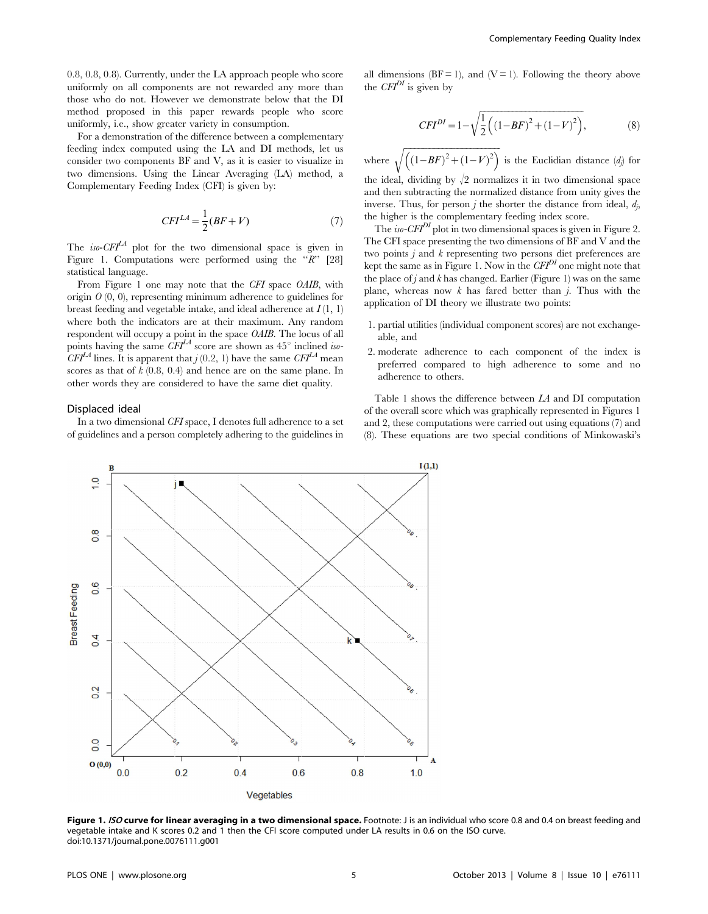0.8, 0.8, 0.8). Currently, under the LA approach people who score uniformly on all components are not rewarded any more than those who do not. However we demonstrate below that the DI method proposed in this paper rewards people who score uniformly, i.e., show greater variety in consumption.

For a demonstration of the difference between a complementary feeding index computed using the LA and DI methods, let us consider two components BF and V, as it is easier to visualize in two dimensions. Using the Linear Averaging (LA) method, a Complementary Feeding Index (CFI) is given by:

$$CFI^{LA} = \frac{1}{2}(BF + V) \tag{7}$$

The *iso*-$CFI^{LA}$ plot for the two dimensional space is given in Figure 1. Computations were performed using the "*R*" [28] statistical language.

From Figure 1 one may note that the *CFI* space *OAIB*, with origin *O* (0, 0), representing minimum adherence to guidelines for breast feeding and vegetable intake, and ideal adherence at *I* (1, 1) where both the indicators are at their maximum. Any random respondent will occupy a point in the space *OAIB*. The locus of all points having the same $CFI^{LA}$ score are shown as 45° inclined *iso*-$CFI^{LA}$ lines. It is apparent that *j* (0.2, 1) have the same $CFI^{LA}$ mean scores as that of *k* (0.8, 0.4) and hence are on the same plane. In other words they are considered to have the same diet quality.

## Displaced ideal

In a two dimensional *CFI* space, I denotes full adherence to a set of guidelines and a person completely adhering to the guidelines in all dimensions (BF = 1), and (V = 1). Following the theory above the $CFI^{DI}$ is given by

$$CFI^{DI} = 1 - \sqrt{\frac{1}{2}\left((1-BF)^2 + (1-V)^2\right)}, \tag{8}$$

where $\sqrt{\left((1-BF)^2 + (1-V)^2\right)}$ is the Euclidian distance ($d_j$) for the ideal, dividing by $\sqrt{2}$ normalizes it in two dimensional space and then subtracting the normalized distance from unity gives the inverse. Thus, for person *j* the shorter the distance from ideal, $d_j$, the higher is the complementary feeding index score.

The *iso*-$CFI^{DI}$ plot in two dimensional spaces is given in Figure 2. The CFI space presenting the two dimensions of BF and V and the two points *j* and *k* representing two persons diet preferences are kept the same as in Figure 1. Now in the $CFI^{DI}$ one might note that the place of *j* and *k* has changed. Earlier (Figure 1) was on the same plane, whereas now *k* has fared better than *j*. Thus with the application of DI theory we illustrate two points:

1. partial utilities (individual component scores) are not exchangeable, and
2. moderate adherence to each component of the index is preferred compared to high adherence to some and no adherence to others.

Table 1 shows the difference between *LA* and DI computation of the overall score which was graphically represented in Figures 1 and 2, these computations were carried out using equations (7) and (8). These equations are two special conditions of Minkowaski's

**Figure 1. *ISO* curve for linear averaging in a two dimensional space.** Footnote: J is an individual who score 0.8 and 0.4 on breast feeding and vegetable intake and K scores 0.2 and 1 then the CFI score computed under LA results in 0.6 on the ISO curve.
doi:10.1371/journal.pone.0076111.g001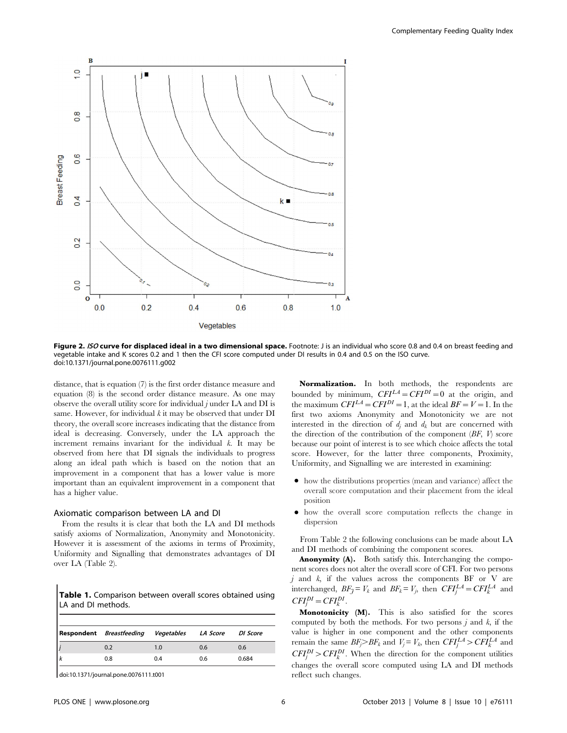Figure 2. *ISO* curve for displaced ideal in a two dimensional space. Footnote: J is an individual who score 0.8 and 0.4 on breast feeding and vegetable intake and K scores 0.2 and 1 then the CFI score computed under DI results in 0.4 and 0.5 on the ISO curve.
doi:10.1371/journal.pone.0076111.g002

distance, that is equation (7) is the first order distance measure and equation (8) is the second order distance measure. As one may observe the overall utility score for individual $j$ under LA and DI is same. However, for individual $k$ it may be observed that under DI theory, the overall score increases indicating that the distance from ideal is decreasing. Conversely, under the LA approach the increment remains invariant for the individual $k$. It may be observed from here that DI signals the individuals to progress along an ideal path which is based on the notion that an improvement in a component that has a lower value is more important than an equivalent improvement in a component that has a higher value.

## Axiomatic comparison between LA and DI

From the results it is clear that both the LA and DI methods satisfy axioms of Normalization, Anonymity and Monotonicity. However it is assessment of the axioms in terms of Proximity, Uniformity and Signalling that demonstrates advantages of DI over LA (Table 2).

**Table 1.** Comparison between overall scores obtained using LA and DI methods.

| Respondent | *Breastfeeding* | *Vegetables* | *LA Score* | *DI Score* |
|---|---|---|---|---|
| *j* | 0.2 | 1.0 | 0.6 | 0.6 |
| *k* | 0.8 | 0.4 | 0.6 | 0.684 |

doi:10.1371/journal.pone.0076111.t001

**Normalization.** In both methods, the respondents are bounded by minimum, $CFI^{LA} = CFI^{DI} = 0$ at the origin, and the maximum $CFI^{LA} = CFI^{DI} = 1$, at the ideal $BF = V = 1$. In the first two axioms Anonymity and Monotonicity we are not interested in the direction of $d_j$ and $d_k$ but are concerned with the direction of the contribution of the component ($BF$, $V$) score because our point of interest is to see which choice affects the total score. However, for the latter three components, Proximity, Uniformity, and Signalling we are interested in examining:

- how the distributions properties (mean and variance) affect the overall score computation and their placement from the ideal position
- how the overall score computation reflects the change in dispersion

From Table 2 the following conclusions can be made about LA and DI methods of combining the component scores.

**Anonymity (A).** Both satisfy this. Interchanging the component scores does not alter the overall score of CFI. For two persons $j$ and $k$, if the values across the components BF or V are interchanged, $BF_j = V_k$ and $BF_k = V_j$, then $CFI_j^{LA} = CFI_k^{LA}$ and $CFI_j^{DI} = CFI_k^{DI}$.

**Monotonicity (M).** This is also satisfied for the scores computed by both the methods. For two persons $j$ and $k$, if the value is higher in one component and the other components remain the same $BF_j > BF_k$ and $V_j = V_k$, then $CFI_j^{LA} > CFI_k^{LA}$ and $CFI_j^{DI} > CFI_k^{DI}$. When the direction for the component utilities changes the overall score computed using LA and DI methods reflect such changes.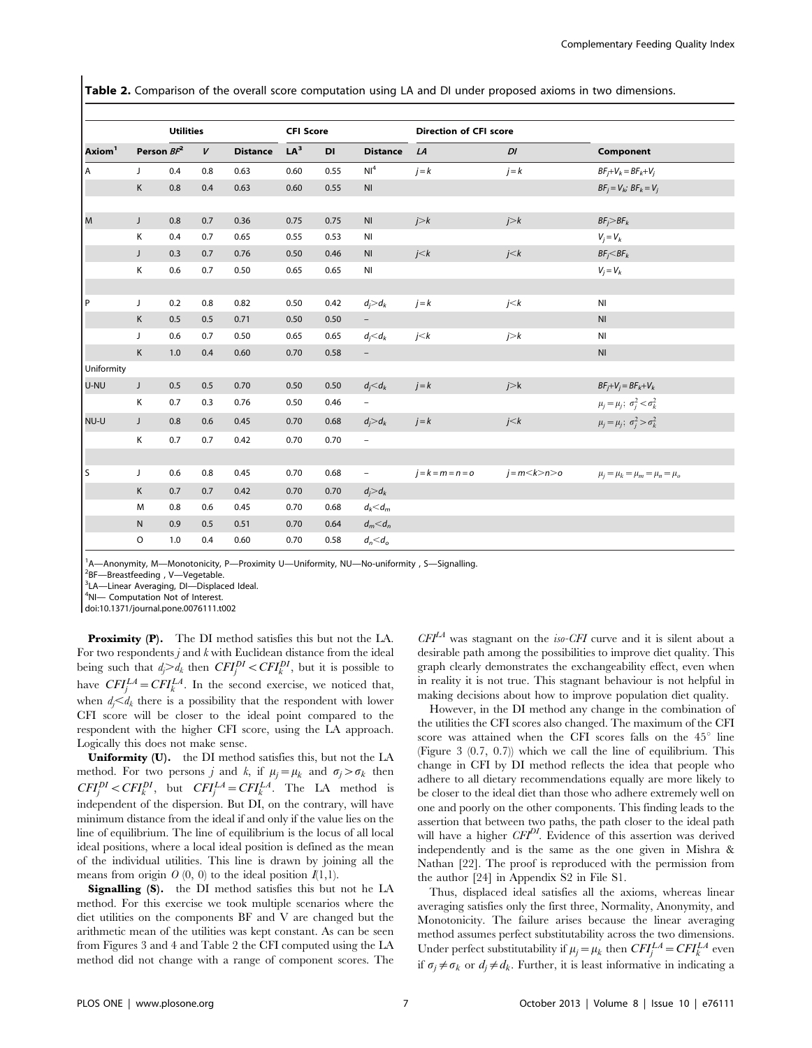**Table 2.** Comparison of the overall score computation using LA and DI under proposed axioms in two dimensions.

| | Utilities | | | | CFI Score | | | Direction of CFI score | | |
|---|---|---|---|---|---|---|---|---|---|---|
| Axiom[1] | Person | $BF$[2] | $V$ | Distance | LA[3] | DI | Distance | $LA$ | $DI$ | Component |
| A | J | 0.4 | 0.8 | 0.63 | 0.60 | 0.55 | NI[4] | $j=k$ | $j=k$ | $BF_j+V_k=BF_k+V_j$ |
| | K | 0.8 | 0.4 | 0.63 | 0.60 | 0.55 | NI | | | $BF_j=V_k$; $BF_k=V_j$ |
| M | J | 0.8 | 0.7 | 0.36 | 0.75 | 0.75 | NI | $j>k$ | $j>k$ | $BF_j>BF_k$ |
| | K | 0.4 | 0.7 | 0.65 | 0.55 | 0.53 | NI | | | $V_j=V_k$ |
| | J | 0.3 | 0.7 | 0.76 | 0.50 | 0.46 | NI | $j<k$ | $j<k$ | $BF_j<BF_k$ |
| | K | 0.6 | 0.7 | 0.50 | 0.65 | 0.65 | NI | | | $V_j=V_k$ |
| P | J | 0.2 | 0.8 | 0.82 | 0.50 | 0.42 | $d_j>d_k$ | $j=k$ | $j<k$ | NI |
| | K | 0.5 | 0.5 | 0.71 | 0.50 | 0.50 | – | | | NI |
| | J | 0.6 | 0.7 | 0.50 | 0.65 | 0.65 | $d_j<d_k$ | $j<k$ | $j>k$ | NI |
| | K | 1.0 | 0.4 | 0.60 | 0.70 | 0.58 | – | | | NI |
| Uniformity | | | | | | | | | | |
| U-NU | J | 0.5 | 0.5 | 0.70 | 0.50 | 0.50 | $d_j<d_k$ | $j=k$ | $j>k$ | $BF_j+V_j=BF_k+V_k$ |
| | K | 0.7 | 0.3 | 0.76 | 0.50 | 0.46 | – | | | $\mu_j=\mu_j$; $\sigma_j^2<\sigma_k^2$ |
| NU-U | J | 0.8 | 0.6 | 0.45 | 0.70 | 0.68 | $d_j>d_k$ | $j=k$ | $j<k$ | $\mu_j=\mu_j$; $\sigma_j^2>\sigma_k^2$ |
| | K | 0.7 | 0.7 | 0.42 | 0.70 | 0.70 | – | | | |
| S | J | 0.6 | 0.8 | 0.45 | 0.70 | 0.68 | – | $j=k=m=n=o$ | $j=m<k>n>o$ | $\mu_j=\mu_k=\mu_m=\mu_n=\mu_o$ |
| | K | 0.7 | 0.7 | 0.42 | 0.70 | 0.70 | $d_j>d_k$ | | | |
| | M | 0.8 | 0.6 | 0.45 | 0.70 | 0.68 | $d_k<d_m$ | | | |
| | N | 0.9 | 0.5 | 0.51 | 0.70 | 0.64 | $d_m<d_n$ | | | |
| | O | 1.0 | 0.4 | 0.60 | 0.70 | 0.58 | $d_n<d_o$ | | | |

[1]A—Anonymity, M—Monotonicity, P—Proximity U—Uniformity, NU—No-uniformity , S—Signalling.
[2]BF—Breastfeeding , V—Vegetable.
[3]LA—Linear Averaging, DI—Displaced Ideal.
[4]NI— Computation Not of Interest.
doi:10.1371/journal.pone.0076111.t002

**Proximity (P).** The DI method satisfies this but not the LA. For two respondents $j$ and $k$ with Euclidean distance from the ideal being such that $d_j>d_k$ then $CFI_j^{DI}<CFI_k^{DI}$, but it is possible to have $CFI_j^{LA}=CFI_k^{LA}$. In the second exercise, we noticed that, when $d_j<d_k$ there is a possibility that the respondent with lower CFI score will be closer to the ideal point compared to the respondent with the higher CFI score, using the LA approach. Logically this does not make sense.

**Uniformity (U).** the DI method satisfies this, but not the LA method. For two persons $j$ and $k$, if $\mu_j=\mu_k$ and $\sigma_j>\sigma_k$ then $CFI_j^{DI}<CFI_k^{DI}$, but $CFI_j^{LA}=CFI_k^{LA}$. The LA method is independent of the dispersion. But DI, on the contrary, will have minimum distance from the ideal if and only if the value lies on the line of equilibrium. The line of equilibrium is the locus of all local ideal positions, where a local ideal position is defined as the mean of the individual utilities. This line is drawn by joining all the means from origin $O$ (0, 0) to the ideal position $I$(1,1).

**Signalling (S).** the DI method satisfies this but not he LA method. For this exercise we took multiple scenarios where the diet utilities on the components BF and V are changed but the arithmetic mean of the utilities was kept constant. As can be seen from Figures 3 and 4 and Table 2 the CFI computed using the LA method did not change with a range of component scores. The $CFI^{LA}$ was stagnant on the *iso-CFI* curve and it is silent about a desirable path among the possibilities to improve diet quality. This graph clearly demonstrates the exchangeability effect, even when in reality it is not true. This stagnant behaviour is not helpful in making decisions about how to improve population diet quality.

However, in the DI method any change in the combination of the utilities the CFI scores also changed. The maximum of the CFI score was attained when the CFI scores falls on the 45° line (Figure 3 (0.7, 0.7)) which we call the line of equilibrium. This change in CFI by DI method reflects the idea that people who adhere to all dietary recommendations equally are more likely to be closer to the ideal diet than those who adhere extremely well on one and poorly on the other components. This finding leads to the assertion that between two paths, the path closer to the ideal path will have a higher $CFI^{DI}$. Evidence of this assertion was derived independently and is the same as the one given in Mishra & Nathan [22]. The proof is reproduced with the permission from the author [24] in Appendix S2 in File S1.

Thus, displaced ideal satisfies all the axioms, whereas linear averaging satisfies only the first three, Normality, Anonymity, and Monotonicity. The failure arises because the linear averaging method assumes perfect substitutability across the two dimensions. Under perfect substitutability if $\mu_j=\mu_k$ then $CFI_j^{LA}=CFI_k^{LA}$ even if $\sigma_j\neq\sigma_k$ or $d_j\neq d_k$. Further, it is least informative in indicating a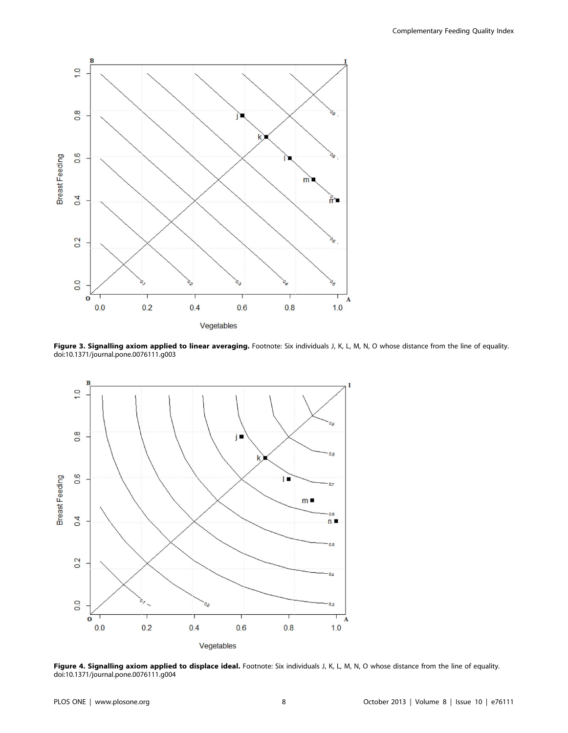**Figure 3. Signalling axiom applied to linear averaging.** Footnote: Six individuals J, K, L, M, N, O whose distance from the line of equality. doi:10.1371/journal.pone.0076111.g003

**Figure 4. Signalling axiom applied to displace ideal.** Footnote: Six individuals J, K, L, M, N, O whose distance from the line of equality. doi:10.1371/journal.pone.0076111.g004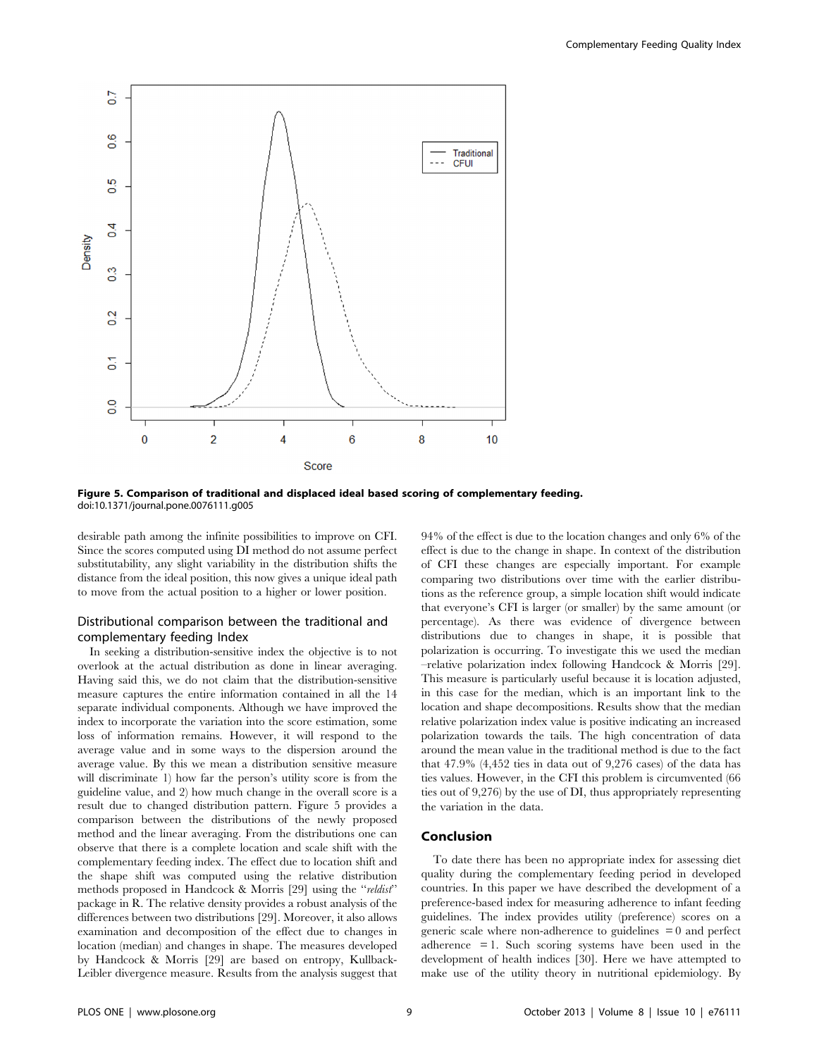Figure 5. Comparison of traditional and displaced ideal based scoring of complementary feeding.
doi:10.1371/journal.pone.0076111.g005

desirable path among the infinite possibilities to improve on CFI. Since the scores computed using DI method do not assume perfect substitutability, any slight variability in the distribution shifts the distance from the ideal position, this now gives a unique ideal path to move from the actual position to a higher or lower position.

### Distributional comparison between the traditional and complementary feeding Index

In seeking a distribution-sensitive index the objective is to not overlook at the actual distribution as done in linear averaging. Having said this, we do not claim that the distribution-sensitive measure captures the entire information contained in all the 14 separate individual components. Although we have improved the index to incorporate the variation into the score estimation, some loss of information remains. However, it will respond to the average value and in some ways to the dispersion around the average value. By this we mean a distribution sensitive measure will discriminate 1) how far the person's utility score is from the guideline value, and 2) how much change in the overall score is a result due to changed distribution pattern. Figure 5 provides a comparison between the distributions of the newly proposed method and the linear averaging. From the distributions one can observe that there is a complete location and scale shift with the complementary feeding index. The effect due to location shift and the shape shift was computed using the relative distribution methods proposed in Handcock & Morris [29] using the "*reldist*" package in R. The relative density provides a robust analysis of the differences between two distributions [29]. Moreover, it also allows examination and decomposition of the effect due to changes in location (median) and changes in shape. The measures developed by Handcock & Morris [29] are based on entropy, Kullback-Leibler divergence measure. Results from the analysis suggest that 94% of the effect is due to the location changes and only 6% of the effect is due to the change in shape. In context of the distribution of CFI these changes are especially important. For example comparing two distributions over time with the earlier distributions as the reference group, a simple location shift would indicate that everyone's CFI is larger (or smaller) by the same amount (or percentage). As there was evidence of divergence between distributions due to changes in shape, it is possible that polarization is occurring. To investigate this we used the median –relative polarization index following Handcock & Morris [29]. This measure is particularly useful because it is location adjusted, in this case for the median, which is an important link to the location and shape decompositions. Results show that the median relative polarization index value is positive indicating an increased polarization towards the tails. The high concentration of data around the mean value in the traditional method is due to the fact that 47.9% (4,452 ties in data out of 9,276 cases) of the data has ties values. However, in the CFI this problem is circumvented (66 ties out of 9,276) by the use of DI, thus appropriately representing the variation in the data.

## Conclusion

To date there has been no appropriate index for assessing diet quality during the complementary feeding period in developed countries. In this paper we have described the development of a preference-based index for measuring adherence to infant feeding guidelines. The index provides utility (preference) scores on a generic scale where non-adherence to guidelines = 0 and perfect adherence = 1. Such scoring systems have been used in the development of health indices [30]. Here we have attempted to make use of the utility theory in nutritional epidemiology. By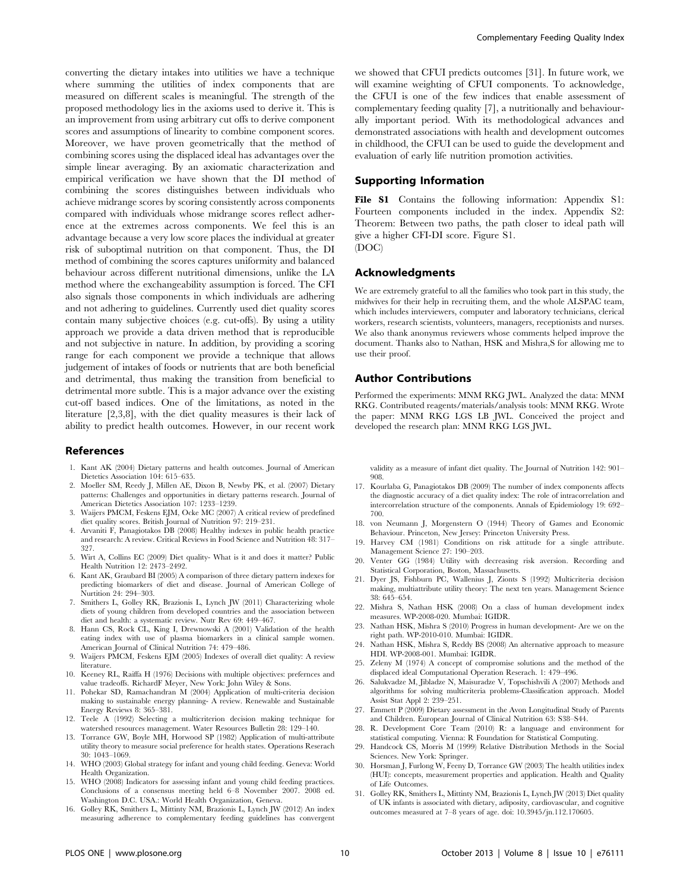converting the dietary intakes into utilities we have a technique where summing the utilities of index components that are measured on different scales is meaningful. The strength of the proposed methodology lies in the axioms used to derive it. This is an improvement from using arbitrary cut offs to derive component scores and assumptions of linearity to combine component scores. Moreover, we have proven geometrically that the method of combining scores using the displaced ideal has advantages over the simple linear averaging. By an axiomatic characterization and empirical verification we have shown that the DI method of combining the scores distinguishes between individuals who achieve midrange scores by scoring consistently across components compared with individuals whose midrange scores reflect adherence at the extremes across components. We feel this is an advantage because a very low score places the individual at greater risk of suboptimal nutrition on that component. Thus, the DI method of combining the scores captures uniformity and balanced behaviour across different nutritional dimensions, unlike the LA method where the exchangeability assumption is forced. The CFI also signals those components in which individuals are adhering and not adhering to guidelines. Currently used diet quality scores contain many subjective choices (e.g. cut-offs). By using a utility approach we provide a data driven method that is reproducible and not subjective in nature. In addition, by providing a scoring range for each component we provide a technique that allows judgement of intakes of foods or nutrients that are both beneficial and detrimental, thus making the transition from beneficial to detrimental more subtle. This is a major advance over the existing cut-off based indices. One of the limitations, as noted in the literature [2,3,8], with the diet quality measures is their lack of ability to predict health outcomes. However, in our recent work we showed that CFUI predicts outcomes [31]. In future work, we will examine weighting of CFUI components. To acknowledge, the CFUI is one of the few indices that enable assessment of complementary feeding quality [7], a nutritionally and behaviourally important period. With its methodological advances and demonstrated associations with health and development outcomes in childhood, the CFUI can be used to guide the development and evaluation of early life nutrition promotion activities.

## Supporting Information

**File S1** Contains the following information: Appendix S1: Fourteen components included in the index. Appendix S2: Theorem: Between two paths, the path closer to ideal path will give a higher CFI-DI score. Figure S1.
(DOC)

## Acknowledgments

We are extremely grateful to all the families who took part in this study, the midwives for their help in recruiting them, and the whole ALSPAC team, which includes interviewers, computer and laboratory technicians, clerical workers, research scientists, volunteers, managers, receptionists and nurses. We also thank anonymus reviewers whose comments helped improve the document. Thanks also to Nathan, HSK and Mishra,S for allowing me to use their proof.

## Author Contributions

Performed the experiments: MNM RKG JWL. Analyzed the data: MNM RKG. Contributed reagents/materials/analysis tools: MNM RKG. Wrote the paper: MNM RKG LGS LB JWL. Conceived the project and developed the research plan: MNM RKG LGS JWL.

## References

1. Kant AK (2004) Dietary patterns and health outcomes. Journal of American Dietetics Association 104: 615–635.
2. Moeller SM, Reedy J, Millen AE, Dixon B, Newby PK, et al. (2007) Dietary patterns: Challenges and opportunities in dietary patterns research. Journal of American Dietetics Association 107: 1233–1239.
3. Waijers PMCM, Feskens EJM, Ocke MC (2007) A critical review of predefined diet quality scores. British Journal of Nutrition 97: 219–231.
4. Arvaniti F, Panagiotakos DB (2008) Healthy indexes in public health practice and research: A review. Critical Reviews in Food Science and Nutrition 48: 317–327.
5. Wirt A, Collins EC (2009) Diet quality- What is it and does it matter? Public Health Nutrition 12: 2473–2492.
6. Kant AK, Graubard BI (2005) A comparison of three dietary pattern indexes for predicting biomarkers of diet and disease. Journal of American College of Nurtition 24: 294–303.
7. Smithers L, Golley RK, Brazionis L, Lynch JW (2011) Characterizing whole diets of young children from developed countries and the association between diet and health: a systematic review. Nutr Rev 69: 449–467.
8. Hann CS, Rock CL, King I, Drewnowski A (2001) Validation of the health eating index with use of plasma biomarkers in a clinical sample women. American Journal of Clinical Nutrition 74: 479–486.
9. Waijers PMCM, Feskens EJM (2005) Indexes of overall diet quality: A review literature.
10. Keeney RL, Raiffa H (1976) Decisions with multiple objectives: prefernces and value tradeoffs. RichardF Meyer, New York: John Wiley & Sons.
11. Pohekar SD, Ramachandran M (2004) Application of multi-criteria decision making to sustainable energy planning- A review. Renewable and Sustainable Energy Reviews 8: 365–381.
12. Teele A (1992) Selecting a multicriterion decision making technique for watershed resources management. Water Resources Bulletin 28: 129–140.
13. Torrance GW, Boyle MH, Horwood SP (1982) Application of multi-attribute utility theory to measure social preference for health states. Operations Reserach 30: 1043–1069.
14. WHO (2003) Global strategy for infant and young child feeding. Geneva: World Health Organization.
15. WHO (2008) Indicators for assessing infant and young child feeding practices. Conclusions of a consensus meeting held 6–8 November 2007. 2008 ed. Washington D.C. USA.: World Health Organization, Geneva.
16. Golley RK, Smithers L, Mittinty NM, Brazionis L, Lynch JW (2012) An index measuring adherence to complementary feeding guidelines has convergent validity as a measure of infant diet quality. The Journal of Nutrition 142: 901–908.
17. Kourlaba G, Panagiotakos DB (2009) The number of index components affects the diagnostic accuracy of a diet quality index: The role of intracorrelation and intercorrelation structure of the components. Annals of Epidemiology 19: 692–700.
18. von Neumann J, Morgenstern O (1944) Theory of Games and Economic Behaviour. Princeton, New Jersey: Princeton University Press.
19. Harvey CM (1981) Conditions on risk attitude for a single attribute. Management Science 27: 190–203.
20. Venter GG (1984) Utility with decreasing risk aversion. Recording and Statistical Corporation, Boston, Massachusetts.
21. Dyer JS, Fishburn PC, Wallenius J, Zionts S (1992) Multicriteria decision making, multiattribute utility theory: The next ten years. Management Science 38: 645–654.
22. Mishra S, Nathan HSK (2008) On a class of human development index measures. WP-2008-020. Mumbai: IGIDR.
23. Nathan HSK, Mishra S (2010) Progress in human development- Are we on the right path. WP-2010-010. Mumbai: IGIDR.
24. Nathan HSK, Mishra S, Reddy BS (2008) An alternative approach to measure HDI. WP-2008-001. Mumbai: IGIDR.
25. Zeleny M (1974) A concept of compromise solutions and the method of the displaced ideal Computational Operation Reserach. 1: 479–496.
26. Salukvadze M, Jibladze N, Maisuradze V, Topschishvili A (2007) Methods and algorithms for solving multicriteria problems-Classification approach. Model Assist Stat Appl 2: 239–251.
27. Emmett P (2009) Dietary assessment in the Avon Longitudinal Study of Parents and Children. European Journal of Clinical Nutrition 63: S38–S44.
28. R. Development Core Team (2010) R: a language and environment for statistical computing. Vienna: R Foundation for Statistical Computing.
29. Handcock CS, Morris M (1999) Relative Distribution Methods in the Social Sciences. New York: Springer.
30. Horsman J, Furlong W, Feeny D, Torrance GW (2003) The health utilities index (HUI): concepts, measurement properties and application. Health and Quality of Life Outcomes.
31. Golley RK, Smithers L, Mittinty NM, Brazionis L, Lynch JW (2013) Diet quality of UK infants is associated with dietary, adiposity, cardiovascular, and cognitive outcomes measured at 7–8 years of age. doi: 10.3945/jn.112.170605.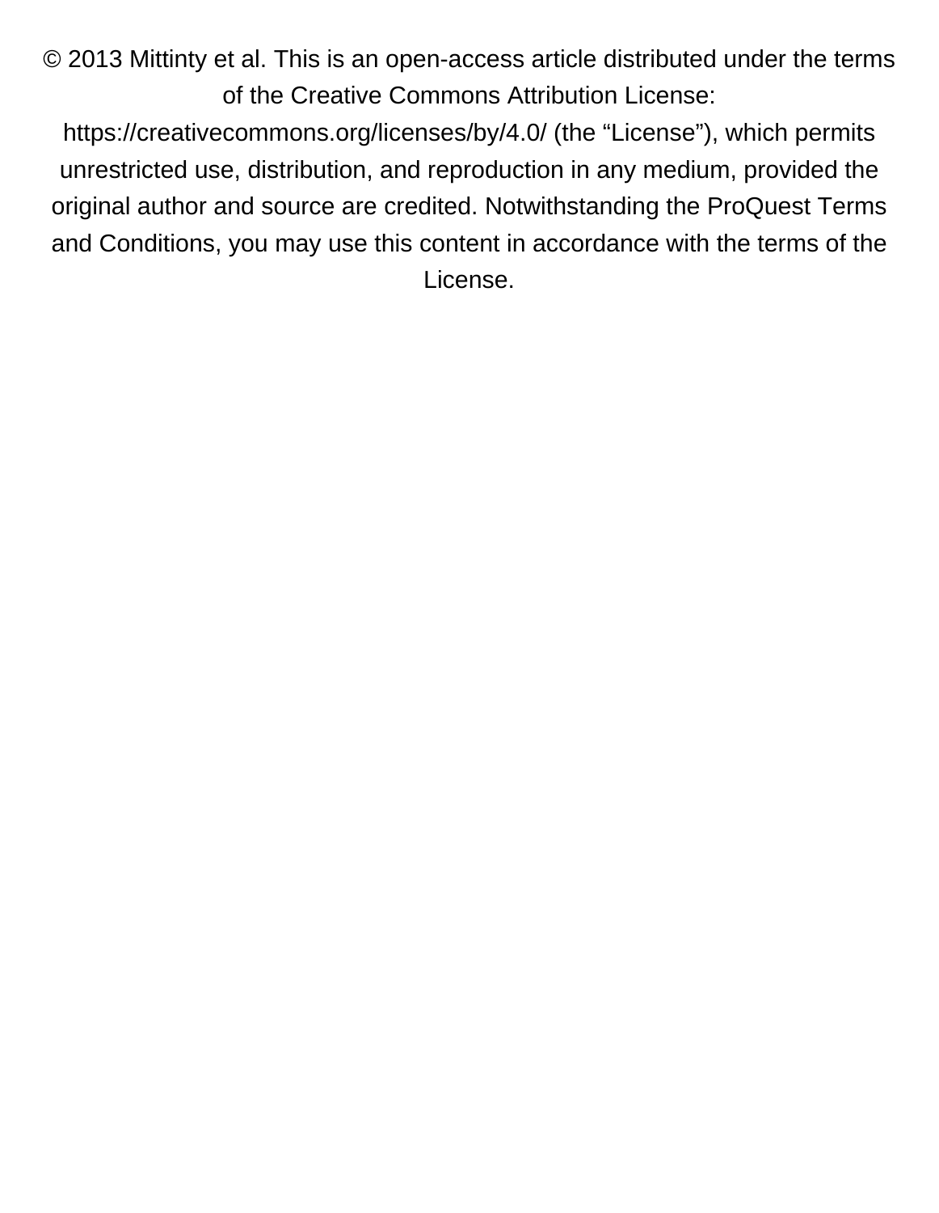© 2013 Mittinty et al. This is an open-access article distributed under the terms of the Creative Commons Attribution License: https://creativecommons.org/licenses/by/4.0/ (the “License”), which permits unrestricted use, distribution, and reproduction in any medium, provided the original author and source are credited. Notwithstanding the ProQuest Terms and Conditions, you may use this content in accordance with the terms of the License.